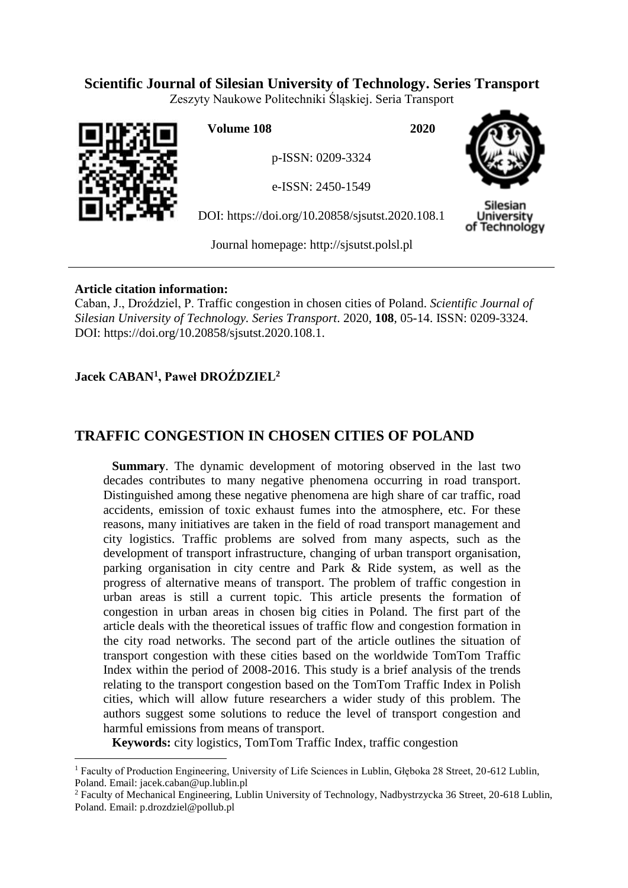**Scientific Journal of Silesian University of Technology. Series Transport**

Zeszyty Naukowe Politechniki Śląskiej. Seria Transport

**Volume 108** **2020**

p-ISSN: 0209-3324

e-ISSN: 2450-1549

DOI: https://doi.org/10.20858/sjsutst.2020.108.1

Journal homepage: http://sjsutst.polsl.pl

---

**Article citation information:**

Caban, J., Droździel, P. Traffic congestion in chosen cities of Poland. *Scientific Journal of Silesian University of Technology. Series Transport*. 2020, **108**, 05-14. ISSN: 0209-3324. DOI: https://doi.org/10.20858/sjsutst.2020.108.1.

**Jacek CABAN[1], Paweł DROŹDZIEL[2]**

# TRAFFIC CONGESTION IN CHOSEN CITIES OF POLAND

**Summary**. The dynamic development of motoring observed in the last two decades contributes to many negative phenomena occurring in road transport. Distinguished among these negative phenomena are high share of car traffic, road accidents, emission of toxic exhaust fumes into the atmosphere, etc. For these reasons, many initiatives are taken in the field of road transport management and city logistics. Traffic problems are solved from many aspects, such as the development of transport infrastructure, changing of urban transport organisation, parking organisation in city centre and Park & Ride system, as well as the progress of alternative means of transport. The problem of traffic congestion in urban areas is still a current topic. This article presents the formation of congestion in urban areas in chosen big cities in Poland. The first part of the article deals with the theoretical issues of traffic flow and congestion formation in the city road networks. The second part of the article outlines the situation of transport congestion with these cities based on the worldwide TomTom Traffic Index within the period of 2008-2016. This study is a brief analysis of the trends relating to the transport congestion based on the TomTom Traffic Index in Polish cities, which will allow future researchers a wider study of this problem. The authors suggest some solutions to reduce the level of transport congestion and harmful emissions from means of transport.

**Keywords:** city logistics, TomTom Traffic Index, traffic congestion

---

[1] Faculty of Production Engineering, University of Life Sciences in Lublin, Głęboka 28 Street, 20-612 Lublin, Poland. Email: jacek.caban@up.lublin.pl

[2] Faculty of Mechanical Engineering, Lublin University of Technology, Nadbystrzycka 36 Street, 20-618 Lublin, Poland. Email: p.drozdziel@pollub.pl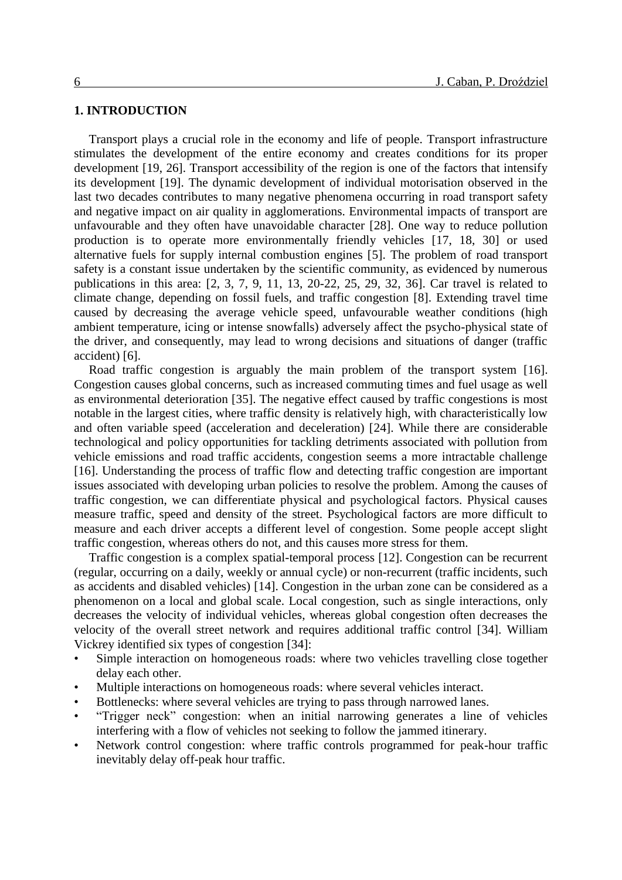## 1. INTRODUCTION

Transport plays a crucial role in the economy and life of people. Transport infrastructure stimulates the development of the entire economy and creates conditions for its proper development [19, 26]. Transport accessibility of the region is one of the factors that intensify its development [19]. The dynamic development of individual motorisation observed in the last two decades contributes to many negative phenomena occurring in road transport safety and negative impact on air quality in agglomerations. Environmental impacts of transport are unfavourable and they often have unavoidable character [28]. One way to reduce pollution production is to operate more environmentally friendly vehicles [17, 18, 30] or used alternative fuels for supply internal combustion engines [5]. The problem of road transport safety is a constant issue undertaken by the scientific community, as evidenced by numerous publications in this area: [2, 3, 7, 9, 11, 13, 20-22, 25, 29, 32, 36]. Car travel is related to climate change, depending on fossil fuels, and traffic congestion [8]. Extending travel time caused by decreasing the average vehicle speed, unfavourable weather conditions (high ambient temperature, icing or intense snowfalls) adversely affect the psycho-physical state of the driver, and consequently, may lead to wrong decisions and situations of danger (traffic accident) [6].

Road traffic congestion is arguably the main problem of the transport system [16]. Congestion causes global concerns, such as increased commuting times and fuel usage as well as environmental deterioration [35]. The negative effect caused by traffic congestions is most notable in the largest cities, where traffic density is relatively high, with characteristically low and often variable speed (acceleration and deceleration) [24]. While there are considerable technological and policy opportunities for tackling detriments associated with pollution from vehicle emissions and road traffic accidents, congestion seems a more intractable challenge [16]. Understanding the process of traffic flow and detecting traffic congestion are important issues associated with developing urban policies to resolve the problem. Among the causes of traffic congestion, we can differentiate physical and psychological factors. Physical causes measure traffic, speed and density of the street. Psychological factors are more difficult to measure and each driver accepts a different level of congestion. Some people accept slight traffic congestion, whereas others do not, and this causes more stress for them.

Traffic congestion is a complex spatial-temporal process [12]. Congestion can be recurrent (regular, occurring on a daily, weekly or annual cycle) or non-recurrent (traffic incidents, such as accidents and disabled vehicles) [14]. Congestion in the urban zone can be considered as a phenomenon on a local and global scale. Local congestion, such as single interactions, only decreases the velocity of individual vehicles, whereas global congestion often decreases the velocity of the overall street network and requires additional traffic control [34]. William Vickrey identified six types of congestion [34]:

- Simple interaction on homogeneous roads: where two vehicles travelling close together delay each other.
- Multiple interactions on homogeneous roads: where several vehicles interact.
- Bottlenecks: where several vehicles are trying to pass through narrowed lanes.
- "Trigger neck" congestion: when an initial narrowing generates a line of vehicles interfering with a flow of vehicles not seeking to follow the jammed itinerary.
- Network control congestion: where traffic controls programmed for peak-hour traffic inevitably delay off-peak hour traffic.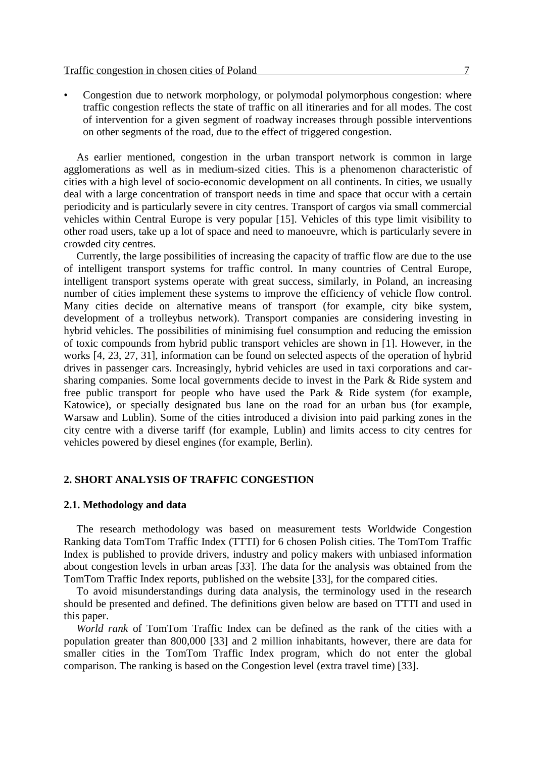- Congestion due to network morphology, or polymodal polymorphous congestion: where traffic congestion reflects the state of traffic on all itineraries and for all modes. The cost of intervention for a given segment of roadway increases through possible interventions on other segments of the road, due to the effect of triggered congestion.

As earlier mentioned, congestion in the urban transport network is common in large agglomerations as well as in medium-sized cities. This is a phenomenon characteristic of cities with a high level of socio-economic development on all continents. In cities, we usually deal with a large concentration of transport needs in time and space that occur with a certain periodicity and is particularly severe in city centres. Transport of cargos via small commercial vehicles within Central Europe is very popular [15]. Vehicles of this type limit visibility to other road users, take up a lot of space and need to manoeuvre, which is particularly severe in crowded city centres.

Currently, the large possibilities of increasing the capacity of traffic flow are due to the use of intelligent transport systems for traffic control. In many countries of Central Europe, intelligent transport systems operate with great success, similarly, in Poland, an increasing number of cities implement these systems to improve the efficiency of vehicle flow control. Many cities decide on alternative means of transport (for example, city bike system, development of a trolleybus network). Transport companies are considering investing in hybrid vehicles. The possibilities of minimising fuel consumption and reducing the emission of toxic compounds from hybrid public transport vehicles are shown in [1]. However, in the works [4, 23, 27, 31], information can be found on selected aspects of the operation of hybrid drives in passenger cars. Increasingly, hybrid vehicles are used in taxi corporations and car-sharing companies. Some local governments decide to invest in the Park & Ride system and free public transport for people who have used the Park & Ride system (for example, Katowice), or specially designated bus lane on the road for an urban bus (for example, Warsaw and Lublin). Some of the cities introduced a division into paid parking zones in the city centre with a diverse tariff (for example, Lublin) and limits access to city centres for vehicles powered by diesel engines (for example, Berlin).

## 2. SHORT ANALYSIS OF TRAFFIC CONGESTION

### 2.1. Methodology and data

The research methodology was based on measurement tests Worldwide Congestion Ranking data TomTom Traffic Index (TTTI) for 6 chosen Polish cities. The TomTom Traffic Index is published to provide drivers, industry and policy makers with unbiased information about congestion levels in urban areas [33]. The data for the analysis was obtained from the TomTom Traffic Index reports, published on the website [33], for the compared cities.

To avoid misunderstandings during data analysis, the terminology used in the research should be presented and defined. The definitions given below are based on TTTI and used in this paper.

*World rank* of TomTom Traffic Index can be defined as the rank of the cities with a population greater than 800,000 [33] and 2 million inhabitants, however, there are data for smaller cities in the TomTom Traffic Index program, which do not enter the global comparison. The ranking is based on the Congestion level (extra travel time) [33].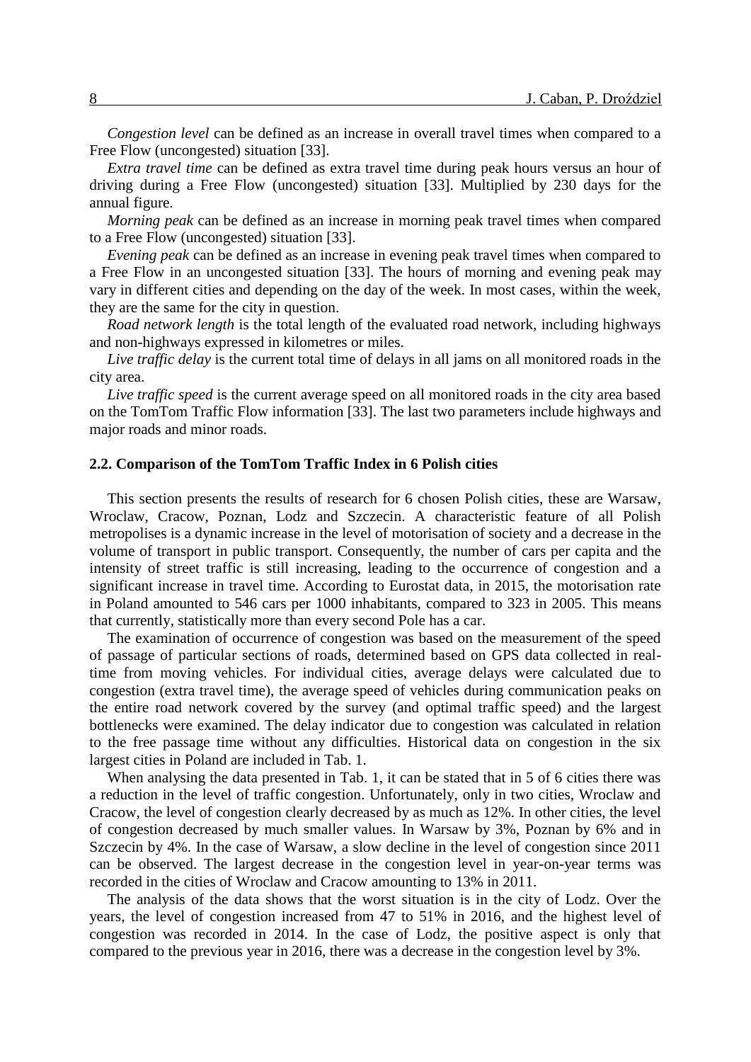*Congestion level* can be defined as an increase in overall travel times when compared to a Free Flow (uncongested) situation [33].

*Extra travel time* can be defined as extra travel time during peak hours versus an hour of driving during a Free Flow (uncongested) situation [33]. Multiplied by 230 days for the annual figure.

*Morning peak* can be defined as an increase in morning peak travel times when compared to a Free Flow (uncongested) situation [33].

*Evening peak* can be defined as an increase in evening peak travel times when compared to a Free Flow in an uncongested situation [33]. The hours of morning and evening peak may vary in different cities and depending on the day of the week. In most cases, within the week, they are the same for the city in question.

*Road network length* is the total length of the evaluated road network, including highways and non-highways expressed in kilometres or miles.

*Live traffic delay* is the current total time of delays in all jams on all monitored roads in the city area.

*Live traffic speed* is the current average speed on all monitored roads in the city area based on the TomTom Traffic Flow information [33]. The last two parameters include highways and major roads and minor roads.

### 2.2. Comparison of the TomTom Traffic Index in 6 Polish cities

This section presents the results of research for 6 chosen Polish cities, these are Warsaw, Wroclaw, Cracow, Poznan, Lodz and Szczecin. A characteristic feature of all Polish metropolises is a dynamic increase in the level of motorisation of society and a decrease in the volume of transport in public transport. Consequently, the number of cars per capita and the intensity of street traffic is still increasing, leading to the occurrence of congestion and a significant increase in travel time. According to Eurostat data, in 2015, the motorisation rate in Poland amounted to 546 cars per 1000 inhabitants, compared to 323 in 2005. This means that currently, statistically more than every second Pole has a car.

The examination of occurrence of congestion was based on the measurement of the speed of passage of particular sections of roads, determined based on GPS data collected in real-time from moving vehicles. For individual cities, average delays were calculated due to congestion (extra travel time), the average speed of vehicles during communication peaks on the entire road network covered by the survey (and optimal traffic speed) and the largest bottlenecks were examined. The delay indicator due to congestion was calculated in relation to the free passage time without any difficulties. Historical data on congestion in the six largest cities in Poland are included in Tab. 1.

When analysing the data presented in Tab. 1, it can be stated that in 5 of 6 cities there was a reduction in the level of traffic congestion. Unfortunately, only in two cities, Wroclaw and Cracow, the level of congestion clearly decreased by as much as 12%. In other cities, the level of congestion decreased by much smaller values. In Warsaw by 3%, Poznan by 6% and in Szczecin by 4%. In the case of Warsaw, a slow decline in the level of congestion since 2011 can be observed. The largest decrease in the congestion level in year-on-year terms was recorded in the cities of Wroclaw and Cracow amounting to 13% in 2011.

The analysis of the data shows that the worst situation is in the city of Lodz. Over the years, the level of congestion increased from 47 to 51% in 2016, and the highest level of congestion was recorded in 2014. In the case of Lodz, the positive aspect is only that compared to the previous year in 2016, there was a decrease in the congestion level by 3%.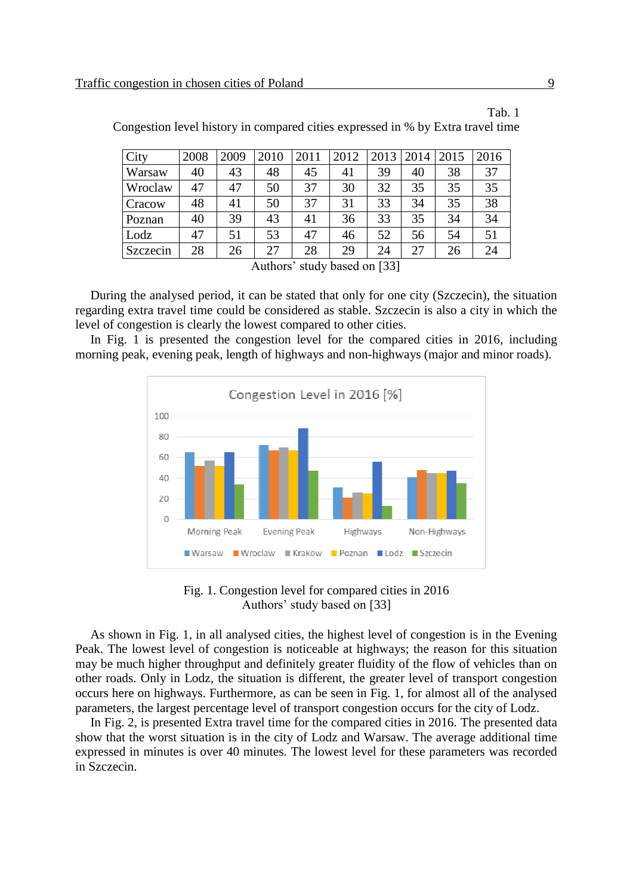Tab. 1

Congestion level history in compared cities expressed in % by Extra travel time

| City | 2008 | 2009 | 2010 | 2011 | 2012 | 2013 | 2014 | 2015 | 2016 |
|---|---|---|---|---|---|---|---|---|---|
| Warsaw | 40 | 43 | 48 | 45 | 41 | 39 | 40 | 38 | 37 |
| Wroclaw | 47 | 47 | 50 | 37 | 30 | 32 | 35 | 35 | 35 |
| Cracow | 48 | 41 | 50 | 37 | 31 | 33 | 34 | 35 | 38 |
| Poznan | 40 | 39 | 43 | 41 | 36 | 33 | 35 | 34 | 34 |
| Lodz | 47 | 51 | 53 | 47 | 46 | 52 | 56 | 54 | 51 |
| Szczecin | 28 | 26 | 27 | 28 | 29 | 24 | 27 | 26 | 24 |

Authors' study based on [33]

During the analysed period, it can be stated that only for one city (Szczecin), the situation regarding extra travel time could be considered as stable. Szczecin is also a city in which the level of congestion is clearly the lowest compared to other cities.

In Fig. 1 is presented the congestion level for the compared cities in 2016, including morning peak, evening peak, length of highways and non-highways (major and minor roads).

Fig. 1. Congestion level for compared cities in 2016
Authors' study based on [33]

As shown in Fig. 1, in all analysed cities, the highest level of congestion is in the Evening Peak. The lowest level of congestion is noticeable at highways; the reason for this situation may be much higher throughput and definitely greater fluidity of the flow of vehicles than on other roads. Only in Lodz, the situation is different, the greater level of transport congestion occurs here on highways. Furthermore, as can be seen in Fig. 1, for almost all of the analysed parameters, the largest percentage level of transport congestion occurs for the city of Lodz.

In Fig. 2, is presented Extra travel time for the compared cities in 2016. The presented data show that the worst situation is in the city of Lodz and Warsaw. The average additional time expressed in minutes is over 40 minutes. The lowest level for these parameters was recorded in Szczecin.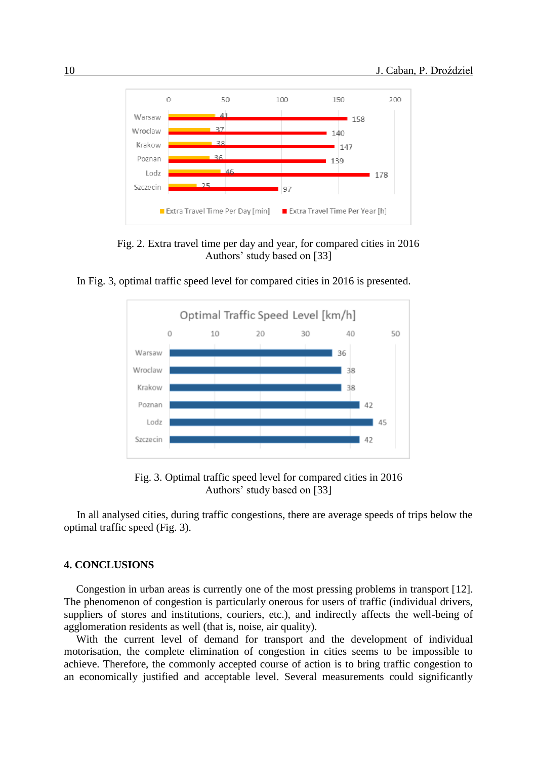Fig. 2. Extra travel time per day and year, for compared cities in 2016
Authors' study based on [33]

In Fig. 3, optimal traffic speed level for compared cities in 2016 is presented.

Fig. 3. Optimal traffic speed level for compared cities in 2016
Authors' study based on [33]

In all analysed cities, during traffic congestions, there are average speeds of trips below the optimal traffic speed (Fig. 3).

## 4. CONCLUSIONS

Congestion in urban areas is currently one of the most pressing problems in transport [12]. The phenomenon of congestion is particularly onerous for users of traffic (individual drivers, suppliers of stores and institutions, couriers, etc.), and indirectly affects the well-being of agglomeration residents as well (that is, noise, air quality).

With the current level of demand for transport and the development of individual motorisation, the complete elimination of congestion in cities seems to be impossible to achieve. Therefore, the commonly accepted course of action is to bring traffic congestion to an economically justified and acceptable level. Several measurements could significantly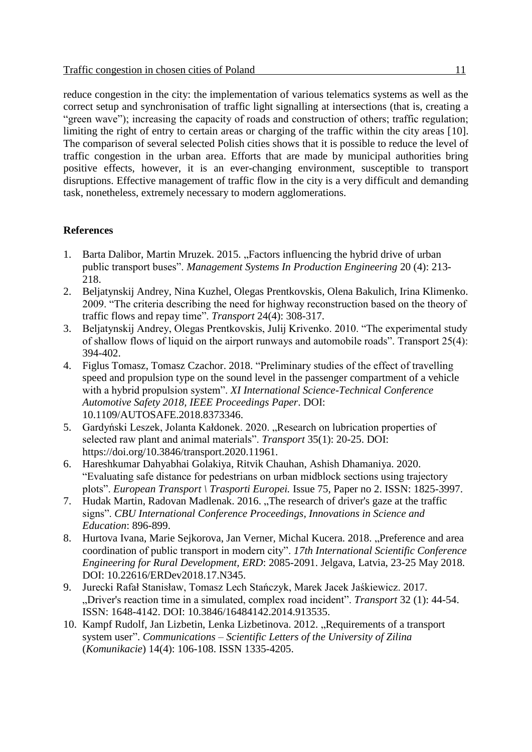reduce congestion in the city: the implementation of various telematics systems as well as the correct setup and synchronisation of traffic light signalling at intersections (that is, creating a "green wave"); increasing the capacity of roads and construction of others; traffic regulation; limiting the right of entry to certain areas or charging of the traffic within the city areas [10]. The comparison of several selected Polish cities shows that it is possible to reduce the level of traffic congestion in the urban area. Efforts that are made by municipal authorities bring positive effects, however, it is an ever-changing environment, susceptible to transport disruptions. Effective management of traffic flow in the city is a very difficult and demanding task, nonetheless, extremely necessary to modern agglomerations.

## References

1. Barta Dalibor, Martin Mruzek. 2015. „Factors influencing the hybrid drive of urban public transport buses". *Management Systems In Production Engineering* 20 (4): 213-218.
2. Beljatynskij Andrey, Nina Kuzhel, Olegas Prentkovskis, Olena Bakulich, Irina Klimenko. 2009. "The criteria describing the need for highway reconstruction based on the theory of traffic flows and repay time". *Transport* 24(4): 308-317.
3. Beljatynskij Andrey, Olegas Prentkovskis, Julij Krivenko. 2010. "The experimental study of shallow flows of liquid on the airport runways and automobile roads". Transport 25(4): 394-402.
4. Figlus Tomasz, Tomasz Czachor. 2018. "Preliminary studies of the effect of travelling speed and propulsion type on the sound level in the passenger compartment of a vehicle with a hybrid propulsion system". *XI International Science-Technical Conference Automotive Safety 2018, IEEE Proceedings Paper*. DOI: 10.1109/AUTOSAFE.2018.8373346.
5. Gardyński Leszek, Jolanta Kałdonek. 2020. „Research on lubrication properties of selected raw plant and animal materials". *Transport* 35(1): 20-25. DOI: https://doi.org/10.3846/transport.2020.11961.
6. Hareshkumar Dahyabhai Golakiya, Ritvik Chauhan, Ashish Dhamaniya. 2020. "Evaluating safe distance for pedestrians on urban midblock sections using trajectory plots". *European Transport \ Trasporti Europei.* Issue 75, Paper no 2. ISSN: 1825-3997.
7. Hudak Martin, Radovan Madlenak. 2016. „The research of driver's gaze at the traffic signs". *CBU International Conference Proceedings, Innovations in Science and Education*: 896-899.
8. Hurtova Ivana, Marie Sejkorova, Jan Verner, Michal Kucera. 2018. „Preference and area coordination of public transport in modern city". *17th International Scientific Conference Engineering for Rural Development, ERD*: 2085-2091. Jelgava, Latvia, 23-25 May 2018. DOI: 10.22616/ERDev2018.17.N345.
9. Jurecki Rafał Stanisław, Tomasz Lech Stańczyk, Marek Jacek Jaśkiewicz. 2017. „Driver's reaction time in a simulated, complex road incident". *Transport* 32 (1): 44-54. ISSN: 1648-4142. DOI: 10.3846/16484142.2014.913535.
10. Kampf Rudolf, Jan Lizbetin, Lenka Lizbetinova. 2012. „Requirements of a transport system user". *Communications – Scientific Letters of the University of Zilina* (*Komunikacie*) 14(4): 106-108. ISSN 1335-4205.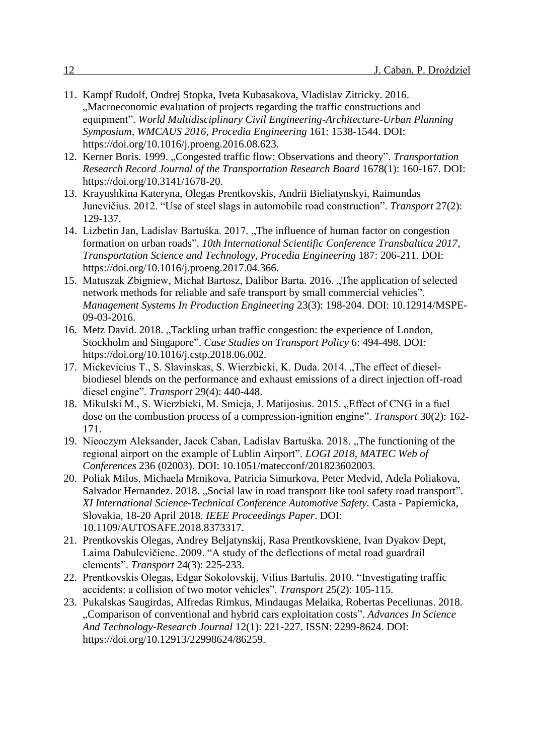11. Kampf Rudolf, Ondrej Stopka, Iveta Kubasakova, Vladislav Zitricky. 2016. „Macroeconomic evaluation of projects regarding the traffic constructions and equipment". *World Multidisciplinary Civil Engineering-Architecture-Urban Planning Symposium, WMCAUS 2016, Procedia Engineering* 161: 1538-1544. DOI: https://doi.org/10.1016/j.proeng.2016.08.623.
12. Kerner Boris. 1999. „Congested traffic flow: Observations and theory". *Transportation Research Record Journal of the Transportation Research Board* 1678(1): 160-167. DOI: https://doi.org/10.3141/1678-20.
13. Krayushkina Kateryna, Olegas Prentkovskis, Andrii Bieliatynskyi, Raimundas Junevičius. 2012. "Use of steel slags in automobile road construction". *Transport* 27(2): 129-137.
14. Lizbetin Jan, Ladislav Bartuśka. 2017. „The influence of human factor on congestion formation on urban roads". *10th International Scientific Conference Transbaltica 2017, Transportation Science and Technology, Procedia Engineering* 187: 206-211. DOI: https://doi.org/10.1016/j.proeng.2017.04.366.
15. Matuszak Zbigniew, Michał Bartosz, Dalibor Barta. 2016. „The application of selected network methods for reliable and safe transport by small commercial vehicles". *Management Systems In Production Engineering* 23(3): 198-204. DOI: 10.12914/MSPE-09-03-2016.
16. Metz David. 2018. „Tackling urban traffic congestion: the experience of London, Stockholm and Singapore". *Case Studies on Transport Policy* 6: 494-498. DOI: https://doi.org/10.1016/j.cstp.2018.06.002.
17. Mickevicius T., S. Slavinskas, S. Wierzbicki, K. Duda. 2014. „The effect of diesel-biodiesel blends on the performance and exhaust emissions of a direct injection off-road diesel engine". *Transport* 29(4): 440-448.
18. Mikulski M., S. Wierzbicki, M. Smieja, J. Matijosius. 2015. „Effect of CNG in a fuel dose on the combustion process of a compression-ignition engine". *Transport* 30(2): 162-171.
19. Nieoczym Aleksander, Jacek Caban, Ladislav Bartuśka. 2018. „The functioning of the regional airport on the example of Lublin Airport". *LOGI 2018, MATEC Web of Conferences* 236 (02003). DOI: 10.1051/matecconf/201823602003.
20. Poliak Milos, Michaela Mrnikova, Patricia Simurkova, Peter Medvid, Adela Poliakova, Salvador Hernandez. 2018. „Social law in road transport like tool safety road transport". *XI International Science-Technical Conference Automotive Safety.* Casta - Papiernicka, Slovakia, 18-20 April 2018. *IEEE Proceedings Paper*. DOI: 10.1109/AUTOSAFE.2018.8373317.
21. Prentkovskis Olegas, Andrey Beljatynskij, Rasa Prentkovskiene, Ivan Dyakov Dept, Laima Dabulevičiene. 2009. "A study of the deflections of metal road guardrail elements". *Transport* 24(3): 225-233.
22. Prentkovskis Olegas, Edgar Sokolovskij, Vilius Bartulis. 2010. "Investigating traffic accidents: a collision of two motor vehicles". *Transport* 25(2): 105-115.
23. Pukalskas Saugirdas, Alfredas Rimkus, Mindaugas Melaika, Robertas Peceliunas. 2018. „Comparison of conventional and hybrid cars exploitation costs". *Advances In Science And Technology-Research Journal* 12(1): 221-227. ISSN: 2299-8624. DOI: https://doi.org/10.12913/22998624/86259.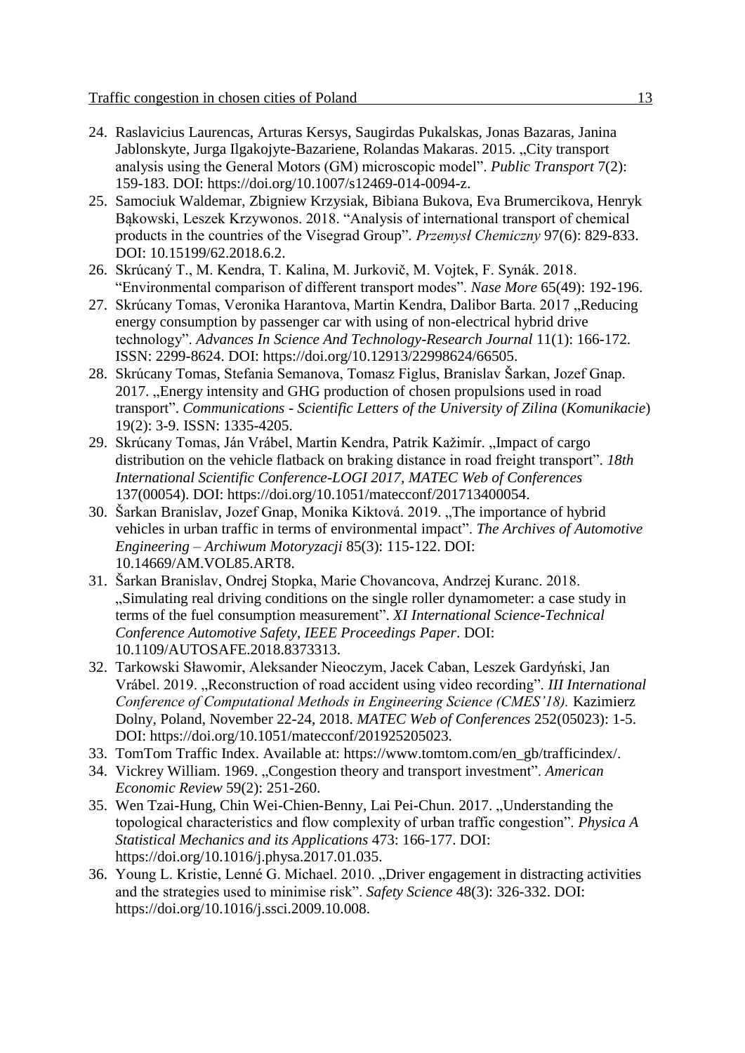24. Raslavicius Laurencas, Arturas Kersys, Saugirdas Pukalskas, Jonas Bazaras, Janina Jablonskyte, Jurga Ilgakojyte-Bazariene, Rolandas Makaras. 2015. „City transport analysis using the General Motors (GM) microscopic model". *Public Transport* 7(2): 159-183. DOI: https://doi.org/10.1007/s12469-014-0094-z.
25. Samociuk Waldemar, Zbigniew Krzysiak, Bibiana Bukova, Eva Brumercikova, Henryk Bąkowski, Leszek Krzywonos. 2018. "Analysis of international transport of chemical products in the countries of the Visegrad Group". *Przemysł Chemiczny* 97(6): 829-833. DOI: 10.15199/62.2018.6.2.
26. Skrúcaný T., M. Kendra, T. Kalina, M. Jurkovič, M. Vojtek, F. Synák. 2018. "Environmental comparison of different transport modes". *Nase More* 65(49): 192-196.
27. Skrúcany Tomas, Veronika Harantova, Martin Kendra, Dalibor Barta. 2017 „Reducing energy consumption by passenger car with using of non-electrical hybrid drive technology". *Advances In Science And Technology-Research Journal* 11(1): 166-172. ISSN: 2299-8624. DOI: https://doi.org/10.12913/22998624/66505.
28. Skrúcany Tomas, Stefania Semanova, Tomasz Figlus, Branislav Šarkan, Jozef Gnap. 2017. „Energy intensity and GHG production of chosen propulsions used in road transport". *Communications - Scientific Letters of the University of Zilina* (*Komunikacie*) 19(2): 3-9. ISSN: 1335-4205.
29. Skrúcany Tomas, Ján Vrábel, Martin Kendra, Patrik Kažimír. „Impact of cargo distribution on the vehicle flatback on braking distance in road freight transport". *18th International Scientific Conference-LOGI 2017*, *MATEC Web of Conferences* 137(00054). DOI: https://doi.org/10.1051/matecconf/201713400054.
30. Šarkan Branislav, Jozef Gnap, Monika Kiktová. 2019. „The importance of hybrid vehicles in urban traffic in terms of environmental impact". *The Archives of Automotive Engineering – Archiwum Motoryzacji* 85(3): 115-122. DOI: 10.14669/AM.VOL85.ART8.
31. Šarkan Branislav, Ondrej Stopka, Marie Chovancova, Andrzej Kuranc. 2018. „Simulating real driving conditions on the single roller dynamometer: a case study in terms of the fuel consumption measurement". *XI International Science-Technical Conference Automotive Safety*, *IEEE Proceedings Paper*. DOI: 10.1109/AUTOSAFE.2018.8373313.
32. Tarkowski Sławomir, Aleksander Nieoczym, Jacek Caban, Leszek Gardyński, Jan Vrábel. 2019. „Reconstruction of road accident using video recording". *III International Conference of Computational Methods in Engineering Science (CMES'18).* Kazimierz Dolny, Poland, November 22-24, 2018. *MATEC Web of Conferences* 252(05023): 1-5. DOI: https://doi.org/10.1051/matecconf/201925205023.
33. TomTom Traffic Index. Available at: https://www.tomtom.com/en_gb/trafficindex/.
34. Vickrey William. 1969. „Congestion theory and transport investment". *American Economic Review* 59(2): 251-260.
35. Wen Tzai-Hung, Chin Wei-Chien-Benny, Lai Pei-Chun. 2017. „Understanding the topological characteristics and flow complexity of urban traffic congestion". *Physica A Statistical Mechanics and its Applications* 473: 166-177. DOI: https://doi.org/10.1016/j.physa.2017.01.035.
36. Young L. Kristie, Lenné G. Michael. 2010. „Driver engagement in distracting activities and the strategies used to minimise risk". *Safety Science* 48(3): 326-332. DOI: https://doi.org/10.1016/j.ssci.2009.10.008.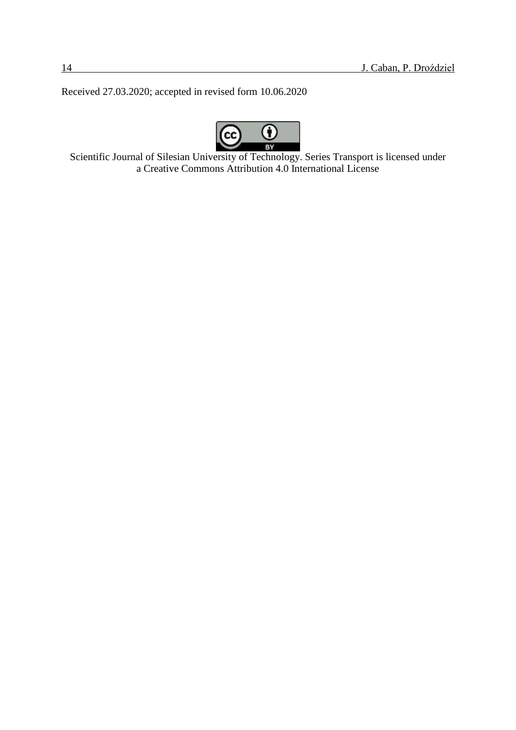Received 27.03.2020; accepted in revised form 10.06.2020

Scientific Journal of Silesian University of Technology. Series Transport is licensed under a Creative Commons Attribution 4.0 International License